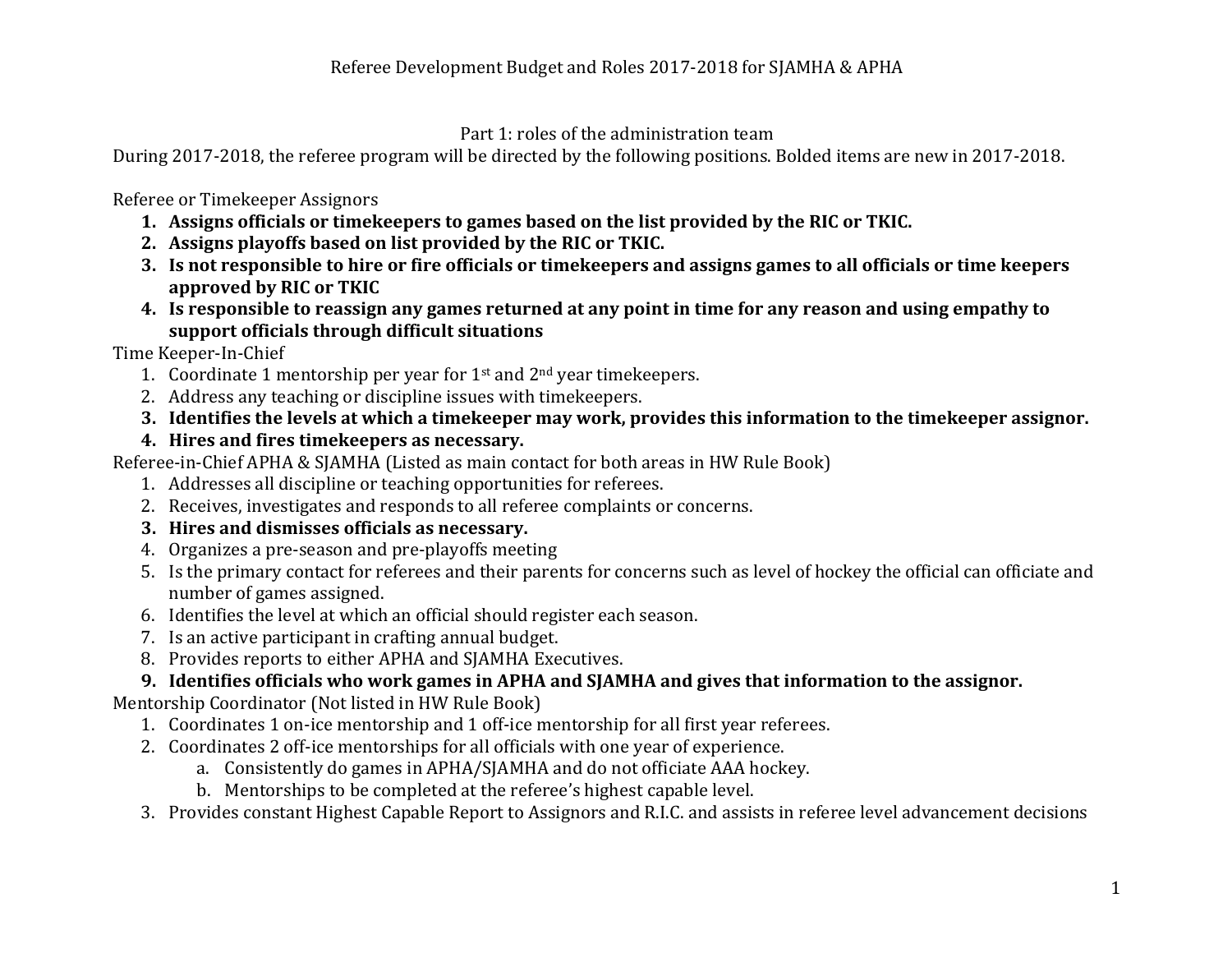# Referee Development Budget and Roles 2017-2018 for SJAMHA & APHA

## Part 1: roles of the administration team

During 2017-2018, the referee program will be directed by the following positions. Bolded items are new in 2017-2018.

Referee or Timekeeper Assignors

1. **Assigns officials or timekeepers to games based on the list provided by the RIC or TKIC.**
2. **Assigns playoffs based on list provided by the RIC or TKIC.**
3. **Is not responsible to hire or fire officials or timekeepers and assigns games to all officials or time keepers approved by RIC or TKIC**
4. **Is responsible to reassign any games returned at any point in time for any reason and using empathy to support officials through difficult situations**

Time Keeper-In-Chief

1. Coordinate 1 mentorship per year for 1st and 2nd year timekeepers.
2. Address any teaching or discipline issues with timekeepers.
3. **Identifies the levels at which a timekeeper may work, provides this information to the timekeeper assignor.**
4. **Hires and fires timekeepers as necessary.**

Referee-in-Chief APHA & SJAMHA (Listed as main contact for both areas in HW Rule Book)

1. Addresses all discipline or teaching opportunities for referees.
2. Receives, investigates and responds to all referee complaints or concerns.
3. **Hires and dismisses officials as necessary.**
4. Organizes a pre-season and pre-playoffs meeting
5. Is the primary contact for referees and their parents for concerns such as level of hockey the official can officiate and number of games assigned.
6. Identifies the level at which an official should register each season.
7. Is an active participant in crafting annual budget.
8. Provides reports to either APHA and SJAMHA Executives.
9. **Identifies officials who work games in APHA and SJAMHA and gives that information to the assignor.**

Mentorship Coordinator (Not listed in HW Rule Book)

1. Coordinates 1 on-ice mentorship and 1 off-ice mentorship for all first year referees.
2. Coordinates 2 off-ice mentorships for all officials with one year of experience.
   a. Consistently do games in APHA/SJAMHA and do not officiate AAA hockey.
   b. Mentorships to be completed at the referee's highest capable level.
3. Provides constant Highest Capable Report to Assignors and R.I.C. and assists in referee level advancement decisions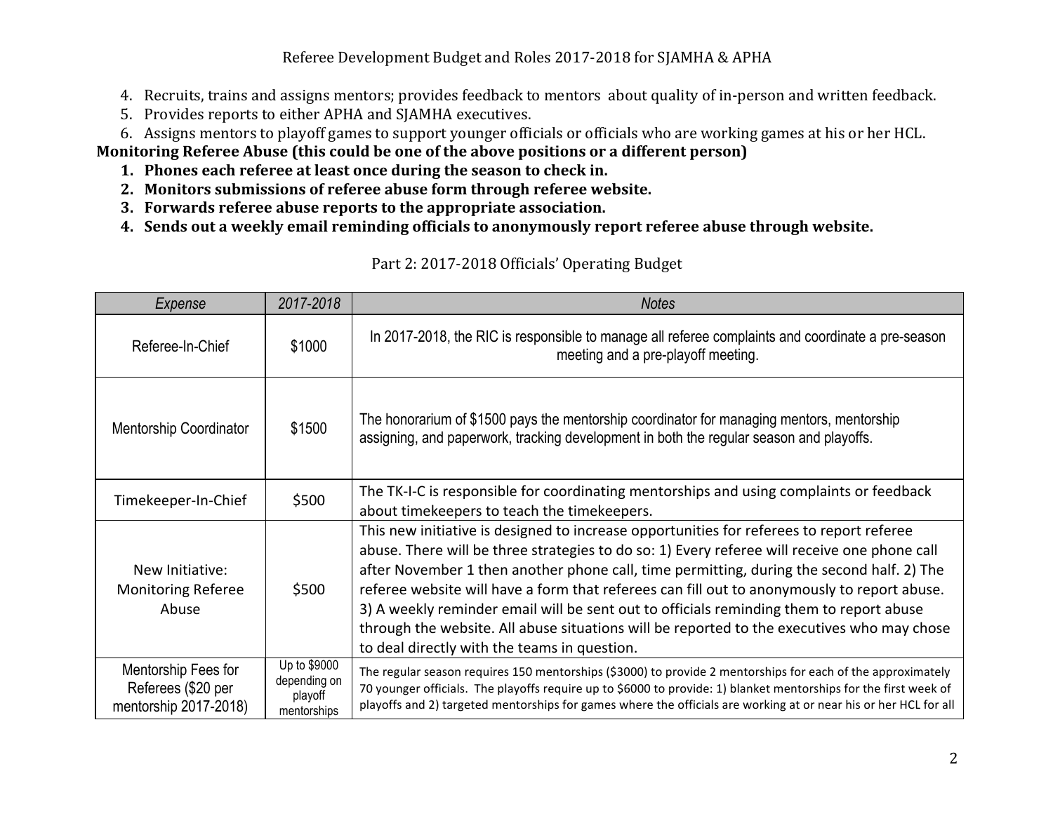4. Recruits, trains and assigns mentors; provides feedback to mentors about quality of in-person and written feedback.
5. Provides reports to either APHA and SJAMHA executives.
6. Assigns mentors to playoff games to support younger officials or officials who are working games at his or her HCL.

**Monitoring Referee Abuse (this could be one of the above positions or a different person)**

1. **Phones each referee at least once during the season to check in.**
2. **Monitors submissions of referee abuse form through referee website.**
3. **Forwards referee abuse reports to the appropriate association.**
4. **Sends out a weekly email reminding officials to anonymously report referee abuse through website.**

## Part 2: 2017-2018 Officials' Operating Budget

| *Expense* | *2017-2018* | *Notes* |
|---|---|---|
| Referee-In-Chief | $1000 | In 2017-2018, the RIC is responsible to manage all referee complaints and coordinate a pre-season meeting and a pre-playoff meeting. |
| Mentorship Coordinator | $1500 | The honorarium of $1500 pays the mentorship coordinator for managing mentors, mentorship assigning, and paperwork, tracking development in both the regular season and playoffs. |
| Timekeeper-In-Chief | $500 | The TK-I-C is responsible for coordinating mentorships and using complaints or feedback about timekeepers to teach the timekeepers. |
| New Initiative: Monitoring Referee Abuse | $500 | This new initiative is designed to increase opportunities for referees to report referee abuse. There will be three strategies to do so: 1) Every referee will receive one phone call after November 1 then another phone call, time permitting, during the second half. 2) The referee website will have a form that referees can fill out to anonymously to report abuse. 3) A weekly reminder email will be sent out to officials reminding them to report abuse through the website. All abuse situations will be reported to the executives who may chose to deal directly with the teams in question. |
| Mentorship Fees for Referees ($20 per mentorship 2017-2018) | Up to $9000 depending on playoff mentorships | The regular season requires 150 mentorships ($3000) to provide 2 mentorships for each of the approximately 70 younger officials. The playoffs require up to $6000 to provide: 1) blanket mentorships for the first week of playoffs and 2) targeted mentorships for games where the officials are working at or near his or her HCL for all |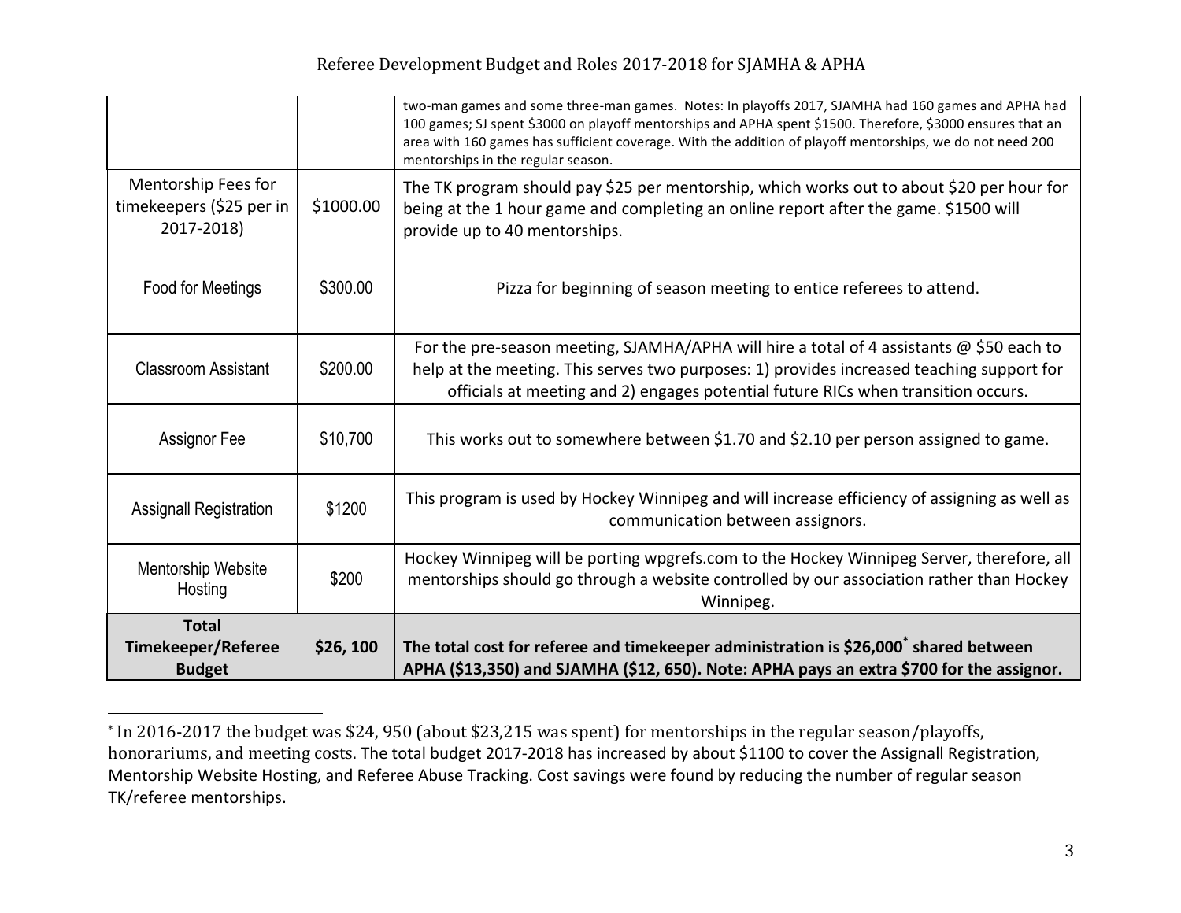| | | |
|---|---|---|
| | | two-man games and some three-man games. Notes: In playoffs 2017, SJAMHA had 160 games and APHA had 100 games; SJ spent $3000 on playoff mentorships and APHA spent $1500. Therefore, $3000 ensures that an area with 160 games has sufficient coverage. With the addition of playoff mentorships, we do not need 200 mentorships in the regular season. |
| Mentorship Fees for timekeepers ($25 per in 2017-2018) | $1000.00 | The TK program should pay $25 per mentorship, which works out to about $20 per hour for being at the 1 hour game and completing an online report after the game. $1500 will provide up to 40 mentorships. |
| Food for Meetings | $300.00 | Pizza for beginning of season meeting to entice referees to attend. |
| Classroom Assistant | $200.00 | For the pre-season meeting, SJAMHA/APHA will hire a total of 4 assistants @ $50 each to help at the meeting. This serves two purposes: 1) provides increased teaching support for officials at meeting and 2) engages potential future RICs when transition occurs. |
| Assignor Fee | $10,700 | This works out to somewhere between $1.70 and $2.10 per person assigned to game. |
| Assignall Registration | $1200 | This program is used by Hockey Winnipeg and will increase efficiency of assigning as well as communication between assignors. |
| Mentorship Website Hosting | $200 | Hockey Winnipeg will be porting wpgrefs.com to the Hockey Winnipeg Server, therefore, all mentorships should go through a website controlled by our association rather than Hockey Winnipeg. |
| **Total Timekeeper/Referee Budget** | **$26, 100** | **The total cost for referee and timekeeper administration is $26,000* shared between APHA ($13,350) and SJAMHA ($12, 650). Note: APHA pays an extra $700 for the assignor.** |

* In 2016-2017 the budget was $24, 950 (about $23,215 was spent) for mentorships in the regular season/playoffs, honorariums, and meeting costs. The total budget 2017-2018 has increased by about $1100 to cover the Assignall Registration, Mentorship Website Hosting, and Referee Abuse Tracking. Cost savings were found by reducing the number of regular season TK/referee mentorships.